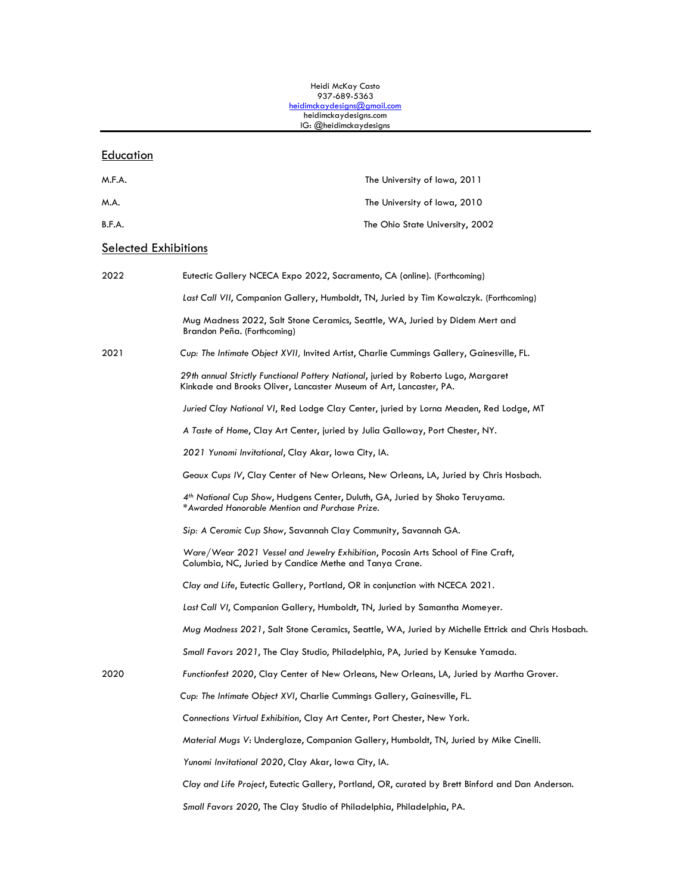Heidi McKay Casto
937-689-5363
heidimckaydesigns@gmail.com
heidimckaydesigns.com
IG: @heidimckaydesigns

---

## Education

| | |
|---|---|
| M.F.A. | The University of Iowa, 2011 |
| M.A. | The University of Iowa, 2010 |
| B.F.A. | The Ohio State University, 2002 |

## Selected Exhibitions

**2022**

Eutectic Gallery NCECA Expo 2022, Sacramento, CA (online). (Forthcoming)

*Last Call VII*, Companion Gallery, Humboldt, TN, Juried by Tim Kowalczyk. (Forthcoming)

Mug Madness 2022, Salt Stone Ceramics, Seattle, WA, Juried by Didem Mert and Brandon Peña. (Forthcoming)

**2021**

*Cup: The Intimate Object XVII,* Invited Artist, Charlie Cummings Gallery, Gainesville, FL.

*29th annual Strictly Functional Pottery National*, juried by Roberto Lugo, Margaret Kinkade and Brooks Oliver, Lancaster Museum of Art, Lancaster, PA.

*Juried Clay National VI*, Red Lodge Clay Center, juried by Lorna Meaden, Red Lodge, MT

*A Taste of Home*, Clay Art Center, juried by Julia Galloway, Port Chester, NY.

*2021 Yunomi Invitational*, Clay Akar, Iowa City, IA.

*Geaux Cups IV*, Clay Center of New Orleans, New Orleans, LA, Juried by Chris Hosbach.

*4th National Cup Show*, Hudgens Center, Duluth, GA, Juried by Shoko Teruyama.
*\*Awarded Honorable Mention and Purchase Prize.*

*Sip: A Ceramic Cup Show*, Savannah Clay Community, Savannah GA.

*Ware/Wear 2021 Vessel and Jewelry Exhibition*, Pocosin Arts School of Fine Craft, Columbia, NC, Juried by Candice Methe and Tanya Crane.

*Clay and Life*, Eutectic Gallery, Portland, OR in conjunction with NCECA 2021.

*Last Call VI*, Companion Gallery, Humboldt, TN, Juried by Samantha Momeyer.

*Mug Madness 2021*, Salt Stone Ceramics, Seattle, WA, Juried by Michelle Ettrick and Chris Hosbach.

*Small Favors 2021*, The Clay Studio, Philadelphia, PA, Juried by Kensuke Yamada.

**2020**

*Functionfest 2020*, Clay Center of New Orleans, New Orleans, LA, Juried by Martha Grover.

*Cup: The Intimate Object XVI*, Charlie Cummings Gallery, Gainesville, FL.

*Connections Virtual Exhibition*, Clay Art Center, Port Chester, New York.

*Material Mugs V*: Underglaze, Companion Gallery, Humboldt, TN, Juried by Mike Cinelli.

*Yunomi Invitational 2020*, Clay Akar, Iowa City, IA.

*Clay and Life Project*, Eutectic Gallery, Portland, OR, curated by Brett Binford and Dan Anderson.

*Small Favors 2020*, The Clay Studio of Philadelphia, Philadelphia, PA.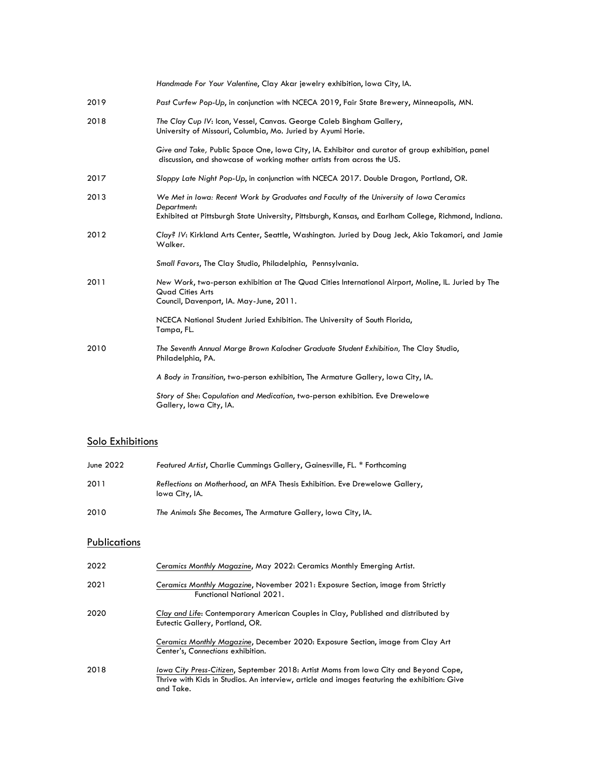| | |
|---|---|
| | *Handmade For Your Valentine*, Clay Akar jewelry exhibition, Iowa City, IA. |
| 2019 | *Past Curfew Pop-Up*, in conjunction with NCECA 2019, Fair State Brewery, Minneapolis, MN. |
| 2018 | *The Clay Cup IV*: Icon, Vessel, Canvas. George Caleb Bingham Gallery, University of Missouri, Columbia, Mo. Juried by Ayumi Horie. |
| | *Give and Take,* Public Space One, Iowa City, IA. Exhibitor and curator of group exhibition, panel discussion, and showcase of working mother artists from across the US. |
| 2017 | *Sloppy Late Night Pop-Up*, in conjunction with NCECA 2017. Double Dragon, Portland, OR. |
| 2013 | *We Met in Iowa: Recent Work by Graduates and Faculty of the University of Iowa Ceramics Department*: Exhibited at Pittsburgh State University, Pittsburgh, Kansas, and Earlham College, Richmond, Indiana. |
| 2012 | *Clay? IV*: Kirkland Arts Center, Seattle, Washington. Juried by Doug Jeck, Akio Takamori, and Jamie Walker. |
| | *Small Favors*, The Clay Studio, Philadelphia, Pennsylvania. |
| 2011 | *New Work*, two-person exhibition at The Quad Cities International Airport, Moline, IL. Juried by The Quad Cities Arts Council, Davenport, IA. May-June, 2011. |
| | NCECA National Student Juried Exhibition. The University of South Florida, Tampa, FL. |
| 2010 | *The Seventh Annual Marge Brown Kalodner Graduate Student Exhibition,* The Clay Studio, Philadelphia, PA. |
| | *A Body in Transition*, two-person exhibition, The Armature Gallery, Iowa City, IA. |
| | *Story of She*: *Copulation and Medication*, two-person exhibition. Eve Drewelowe Gallery, Iowa City, IA. |

## Solo Exhibitions

| | |
|---|---|
| June 2022 | *Featured Artist*, Charlie Cummings Gallery, Gainesville, FL. * Forthcoming |
| 2011 | *Reflections on Motherhood*, an MFA Thesis Exhibition. Eve Drewelowe Gallery, Iowa City, IA. |
| 2010 | *The Animals She Becomes*, The Armature Gallery, Iowa City, IA. |

## Publications

| | |
|---|---|
| 2022 | Ceramics Monthly Magazine, May 2022: Ceramics Monthly Emerging Artist. |
| 2021 | Ceramics Monthly Magazine, November 2021: Exposure Section, image from Strictly Functional National 2021. |
| 2020 | Clay and Life: Contemporary American Couples in Clay, Published and distributed by Eutectic Gallery, Portland, OR. |
| | Ceramics Monthly Magazine, December 2020: Exposure Section, image from Clay Art Center's, *Connections* exhibition. |
| 2018 | Iowa City Press-Citizen, September 2018: Artist Moms from Iowa City and Beyond Cope, Thrive with Kids in Studios. An interview, article and images featuring the exhibition: Give and Take. |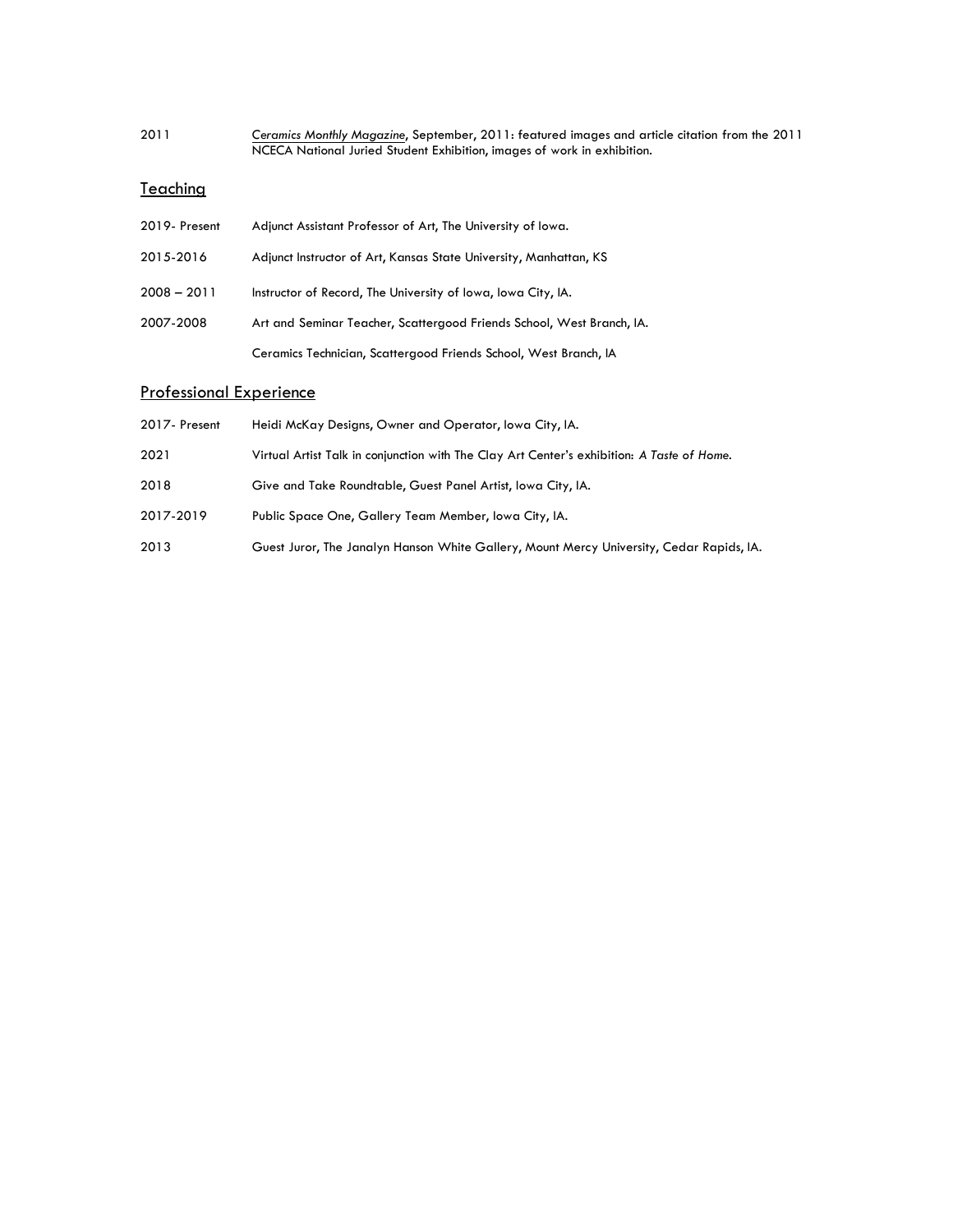2011 *Ceramics Monthly Magazine*, September, 2011: featured images and article citation from the 2011 NCECA National Juried Student Exhibition, images of work in exhibition.

## Teaching

2019- Present Adjunct Assistant Professor of Art, The University of Iowa.

2015-2016 Adjunct Instructor of Art, Kansas State University, Manhattan, KS

2008 – 2011 Instructor of Record, The University of Iowa, Iowa City, IA.

2007-2008 Art and Seminar Teacher, Scattergood Friends School, West Branch, IA.

Ceramics Technician, Scattergood Friends School, West Branch, IA

## Professional Experience

2017- Present Heidi McKay Designs, Owner and Operator, Iowa City, IA.

2021 Virtual Artist Talk in conjunction with The Clay Art Center's exhibition: *A Taste of Home*.

2018 Give and Take Roundtable, Guest Panel Artist, Iowa City, IA.

2017-2019 Public Space One, Gallery Team Member, Iowa City, IA.

2013 Guest Juror, The Janalyn Hanson White Gallery, Mount Mercy University, Cedar Rapids, IA.